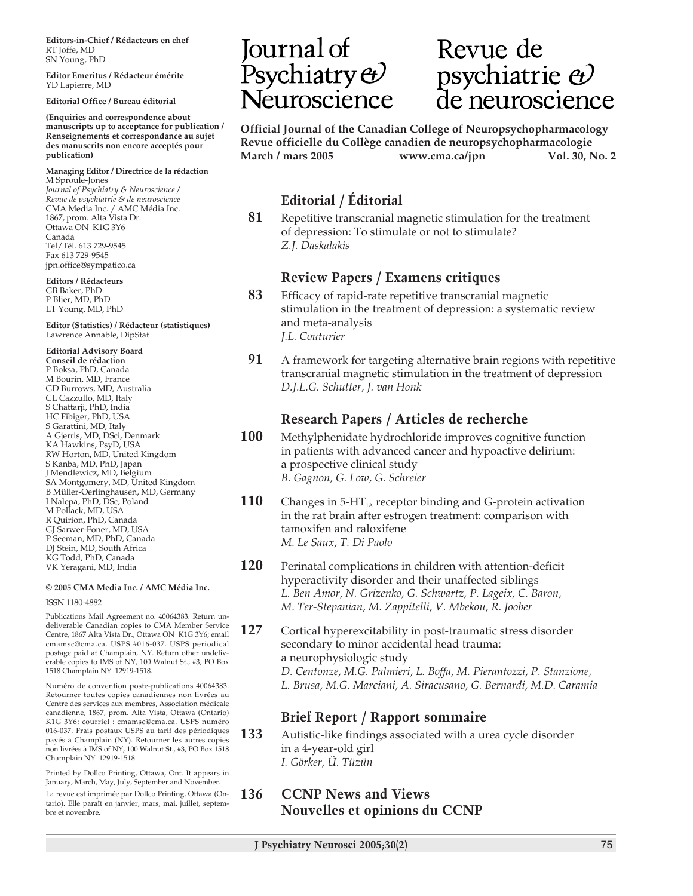# Journal of Psychiatry & Neuroscience

# Revue de psychiatrie & de neuroscience

**Official Journal of the Canadian College of Neuropsychopharmacology**
**Revue officielle du Collège canadien de neuropsychopharmacologie**
**March / mars 2005 www.cma.ca/jpn Vol. 30, No. 2**

**Editors-in-Chief / Rédacteurs en chef**
RT Joffe, MD
SN Young, PhD

**Editor Emeritus / Rédacteur émérite**
YD Lapierre, MD

**Editorial Office / Bureau éditorial**

**(Enquiries and correspondence about manuscripts up to acceptance for publication / Renseignements et correspondance au sujet des manuscrits non encore acceptés pour publication)**

**Managing Editor / Directrice de la rédaction**
M Sproule-Jones
*Journal of Psychiatry & Neuroscience / Revue de psychiatrie & de neuroscience*
CMA Media Inc. / AMC Média Inc.
1867, prom. Alta Vista Dr.
Ottawa ON K1G 3Y6
Canada
Tel/Tél. 613 729-9545
Fax 613 729-9545
jpn.office@sympatico.ca

**Editors / Rédacteurs**
GB Baker, PhD
P Blier, MD, PhD
LT Young, MD, PhD

**Editor (Statistics) / Rédacteur (statistiques)**
Lawrence Annable, DipStat

**Editorial Advisory Board**
**Conseil de rédaction**
P Boksa, PhD, Canada
M Bourin, MD, France
GD Burrows, MD, Australia
CL Cazzullo, MD, Italy
S Chattarji, PhD, India
HC Fibiger, PhD, USA
S Garattini, MD, Italy
A Gjerris, MD, DSci, Denmark
KA Hawkins, PsyD, USA
RW Horton, MD, United Kingdom
S Kanba, MD, PhD, Japan
J Mendlewicz, MD, Belgium
SA Montgomery, MD, United Kingdom
B Müller-Oerlinghausen, MD, Germany
I Nalepa, PhD, DSc, Poland
M Pollack, MD, USA
R Quirion, PhD, Canada
GJ Sarwer-Foner, MD, USA
P Seeman, MD, PhD, Canada
DJ Stein, MD, South Africa
KG Todd, PhD, Canada
VK Yeragani, MD, India

**© 2005 CMA Media Inc. / AMC Média Inc.**

ISSN 1180-4882

Publications Mail Agreement no. 40064383. Return undeliverable Canadian copies to CMA Member Service Centre, 1867 Alta Vista Dr., Ottawa ON K1G 3Y6; email cmamsc@cma.ca. USPS #016-037. USPS periodical postage paid at Champlain, NY. Return other undeliverable copies to IMS of NY, 100 Walnut St., #3, PO Box 1518 Champlain NY 12919-1518.

Numéro de convention poste-publications 40064383. Retourner toutes copies canadiennes non livrées au Centre des services aux membres, Association médicale canadienne, 1867, prom. Alta Vista, Ottawa (Ontario) K1G 3Y6; courriel : cmamsc@cma.ca. USPS numéro 016-037. Frais postaux USPS au tarif des périodiques payés à Champlain (NY). Retourner les autres copies non livrées à IMS of NY, 100 Walnut St., #3, PO Box 1518 Champlain NY 12919-1518.

Printed by Dollco Printing, Ottawa, Ont. It appears in January, March, May, July, September and November.

La revue est imprimée par Dollco Printing, Ottawa (Ontario). Elle paraît en janvier, mars, mai, juillet, septembre et novembre.

## Editorial / Éditorial

**81** Repetitive transcranial magnetic stimulation for the treatment of depression: To stimulate or not to stimulate?
*Z.J. Daskalakis*

## Review Papers / Examens critiques

**83** Efficacy of rapid-rate repetitive transcranial magnetic stimulation in the treatment of depression: a systematic review and meta-analysis
*J.L. Couturier*

**91** A framework for targeting alternative brain regions with repetitive transcranial magnetic stimulation in the treatment of depression
*D.J.L.G. Schutter, J. van Honk*

## Research Papers / Articles de recherche

**100** Methylphenidate hydrochloride improves cognitive function in patients with advanced cancer and hypoactive delirium: a prospective clinical study
*B. Gagnon, G. Low, G. Schreier*

**110** Changes in 5-$HT_{1A}$ receptor binding and G-protein activation in the rat brain after estrogen treatment: comparison with tamoxifen and raloxifene
*M. Le Saux, T. Di Paolo*

**120** Perinatal complications in children with attention-deficit hyperactivity disorder and their unaffected siblings
*L. Ben Amor, N. Grizenko, G. Schwartz, P. Lageix, C. Baron, M. Ter-Stepanian, M. Zappitelli, V. Mbekou, R. Joober*

**127** Cortical hyperexcitability in post-traumatic stress disorder secondary to minor accidental head trauma: a neurophysiologic study
*D. Centonze, M.G. Palmieri, L. Boffa, M. Pierantozzi, P. Stanzione, L. Brusa, M.G. Marciani, A. Siracusano, G. Bernardi, M.D. Caramia*

## Brief Report / Rapport sommaire

**133** Autistic-like findings associated with a urea cycle disorder in a 4-year-old girl
*I. Görker, Ü. Tüzün*

## 136 CCNP News and Views / Nouvelles et opinions du CCNP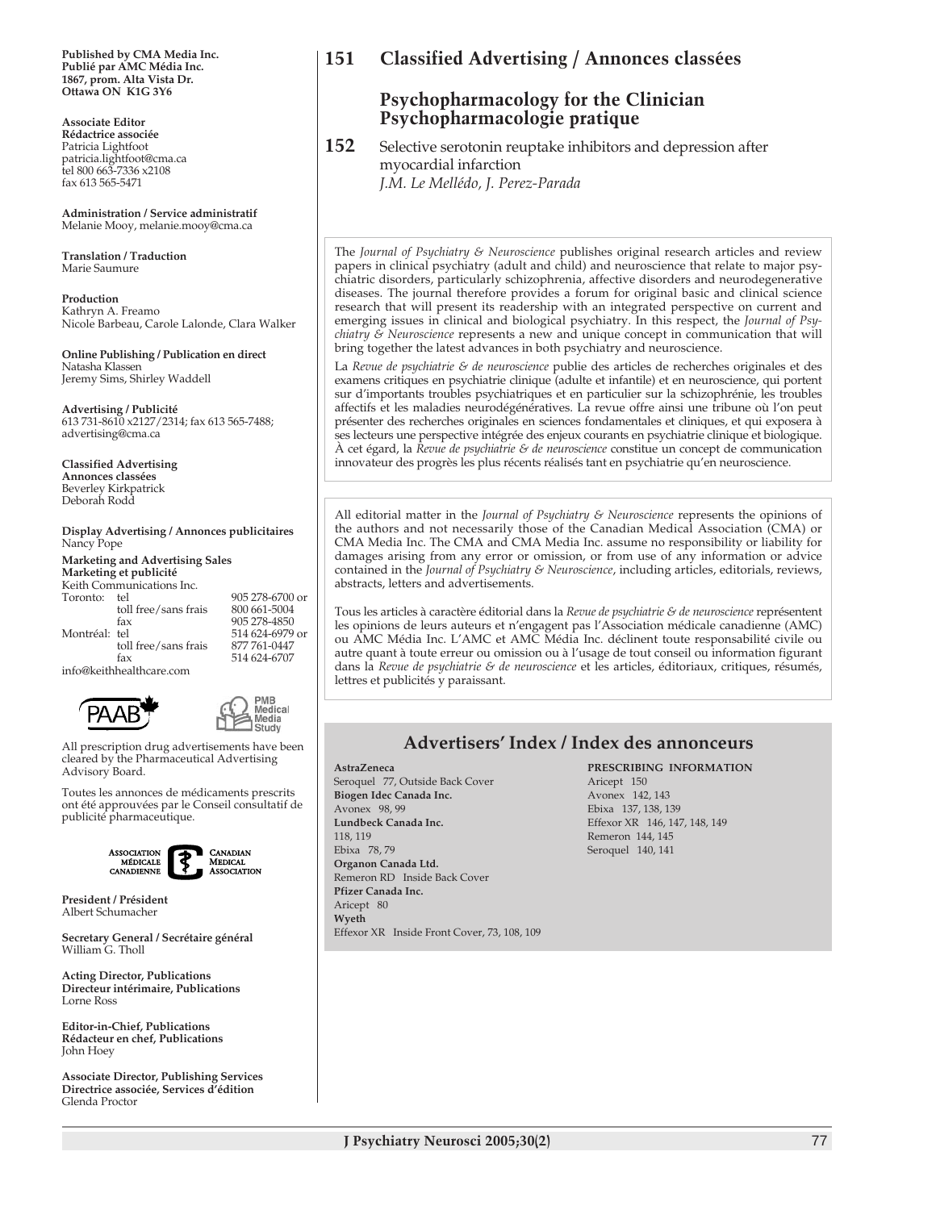**Published by CMA Media Inc.**
**Publié par AMC Média Inc.**
**1867, prom. Alta Vista Dr.**
**Ottawa ON K1G 3Y6**

**Associate Editor**
**Rédactrice associée**
Patricia Lightfoot
patricia.lightfoot@cma.ca
tel 800 663-7336 x2108
fax 613 565-5471

**Administration / Service administratif**
Melanie Mooy, melanie.mooy@cma.ca

**Translation / Traduction**
Marie Saumure

**Production**
Kathryn A. Freamo
Nicole Barbeau, Carole Lalonde, Clara Walker

**Online Publishing / Publication en direct**
Natasha Klassen
Jeremy Sims, Shirley Waddell

**Advertising / Publicité**
613 731-8610 x2127/2314; fax 613 565-7488;
advertising@cma.ca

**Classified Advertising**
**Annonces classées**
Beverley Kirkpatrick
Deborah Rodd

**Display Advertising / Annonces publicitaires**
Nancy Pope

**Marketing and Advertising Sales**
**Marketing et publicité**
Keith Communications Inc.

| | | |
|---|---|---|
| Toronto: | tel | 905 278-6700 or |
| | toll free/sans frais | 800 661-5004 |
| | fax | 905 278-4850 |
| Montréal: | tel | 514 624-6979 or |
| | toll free/sans frais | 877 761-0447 |
| | fax | 514 624-6707 |

info@keithhealthcare.com

PAAB

PMB Medical Media Study

All prescription drug advertisements have been cleared by the Pharmaceutical Advertising Advisory Board.

Toutes les annonces de médicaments prescrits ont été approuvées par le Conseil consultatif de publicité pharmaceutique.

Association médicale canadienne — Canadian Medical Association

**President / Président**
Albert Schumacher

**Secretary General / Secrétaire général**
William G. Tholl

**Acting Director, Publications**
**Directeur intérimaire, Publications**
Lorne Ross

**Editor-in-Chief, Publications**
**Rédacteur en chef, Publications**
John Hoey

**Associate Director, Publishing Services**
**Directrice associée, Services d'édition**
Glenda Proctor

## 151 Classified Advertising / Annonces classées

### Psychopharmacology for the Clinician
### Psychopharmacologie pratique

**152** Selective serotonin reuptake inhibitors and depression after myocardial infarction
*J.M. Le Mellédo, J. Perez-Parada*

The *Journal of Psychiatry & Neuroscience* publishes original research articles and review papers in clinical psychiatry (adult and child) and neuroscience that relate to major psychiatric disorders, particularly schizophrenia, affective disorders and neurodegenerative diseases. The journal therefore provides a forum for original basic and clinical science research that will present its readership with an integrated perspective on current and emerging issues in clinical and biological psychiatry. In this respect, the *Journal of Psychiatry & Neuroscience* represents a new and unique concept in communication that will bring together the latest advances in both psychiatry and neuroscience.

La *Revue de psychiatrie & de neuroscience* publie des articles de recherches originales et des examens critiques en psychiatrie clinique (adulte et infantile) et en neuroscience, qui portent sur d'importants troubles psychiatriques et en particulier sur la schizophrénie, les troubles affectifs et les maladies neurodégénératives. La revue offre ainsi une tribune où l'on peut présenter des recherches originales en sciences fondamentales et cliniques, et qui exposera à ses lecteurs une perspective intégrée des enjeux courants en psychiatrie clinique et biologique. À cet égard, la *Revue de psychiatrie & de neuroscience* constitue un concept de communication innovateur des progrès les plus récents réalisés tant en psychiatrie qu'en neuroscience.

All editorial matter in the *Journal of Psychiatry & Neuroscience* represents the opinions of the authors and not necessarily those of the Canadian Medical Association (CMA) or CMA Media Inc. The CMA and CMA Media Inc. assume no responsibility or liability for damages arising from any error or omission, or from use of any information or advice contained in the *Journal of Psychiatry & Neuroscience*, including articles, editorials, reviews, abstracts, letters and advertisements.

Tous les articles à caractère éditorial dans la *Revue de psychiatrie & de neuroscience* représentent les opinions de leurs auteurs et n'engagent pas l'Association médicale canadienne (AMC) ou AMC Média Inc. L'AMC et AMC Média Inc. déclinent toute responsabilité civile ou autre quant à toute erreur ou omission ou à l'usage de tout conseil ou information figurant dans la *Revue de psychiatrie & de neuroscience* et les articles, éditoriaux, critiques, résumés, lettres et publicités y paraissant.

## Advertisers' Index / Index des annonceurs

**AstraZeneca**
Seroquel 77, Outside Back Cover
**Biogen Idec Canada Inc.**
Avonex 98, 99
**Lundbeck Canada Inc.**
118, 119
Ebixa 78, 79
**Organon Canada Ltd.**
Remeron RD Inside Back Cover
**Pfizer Canada Inc.**
Aricept 80
**Wyeth**
Effexor XR Inside Front Cover, 73, 108, 109

**PRESCRIBING INFORMATION**
Aricept 150
Avonex 142, 143
Ebixa 137, 138, 139
Effexor XR 146, 147, 148, 149
Remeron 144, 145
Seroquel 140, 141